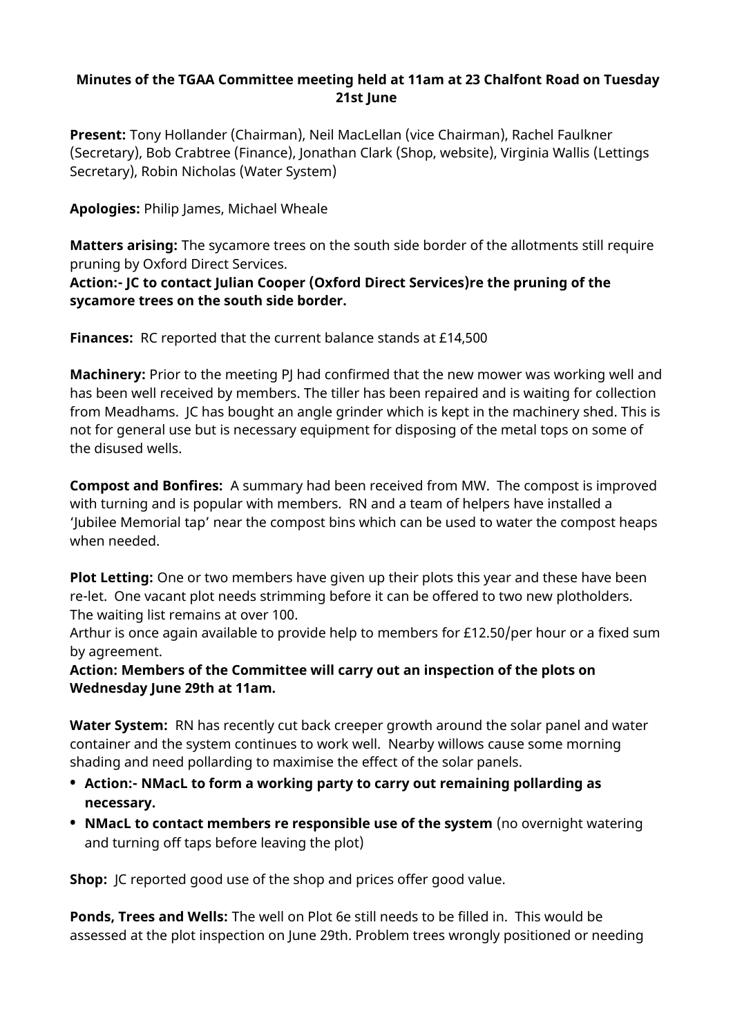**Minutes of the TGAA Committee meeting held at 11am at 23 Chalfont Road on Tuesday 21st June**

**Present:** Tony Hollander (Chairman), Neil MacLellan (vice Chairman), Rachel Faulkner (Secretary), Bob Crabtree (Finance), Jonathan Clark (Shop, website), Virginia Wallis (Lettings Secretary), Robin Nicholas (Water System)

**Apologies:** Philip James, Michael Wheale

**Matters arising:** The sycamore trees on the south side border of the allotments still require pruning by Oxford Direct Services.
**Action:- JC to contact Julian Cooper (Oxford Direct Services)re the pruning of the sycamore trees on the south side border.**

**Finances:** RC reported that the current balance stands at £14,500

**Machinery:** Prior to the meeting PJ had confirmed that the new mower was working well and has been well received by members. The tiller has been repaired and is waiting for collection from Meadhams. JC has bought an angle grinder which is kept in the machinery shed. This is not for general use but is necessary equipment for disposing of the metal tops on some of the disused wells.

**Compost and Bonfires:** A summary had been received from MW. The compost is improved with turning and is popular with members. RN and a team of helpers have installed a 'Jubilee Memorial tap' near the compost bins which can be used to water the compost heaps when needed.

**Plot Letting:** One or two members have given up their plots this year and these have been re-let. One vacant plot needs strimming before it can be offered to two new plotholders. The waiting list remains at over 100.
Arthur is once again available to provide help to members for £12.50/per hour or a fixed sum by agreement.
**Action: Members of the Committee will carry out an inspection of the plots on Wednesday June 29th at 11am.**

**Water System:** RN has recently cut back creeper growth around the solar panel and water container and the system continues to work well. Nearby willows cause some morning shading and need pollarding to maximise the effect of the solar panels.

- **Action:- NMacL to form a working party to carry out remaining pollarding as necessary.**
- **NMacL to contact members re responsible use of the system** (no overnight watering and turning off taps before leaving the plot)

**Shop:** JC reported good use of the shop and prices offer good value.

**Ponds, Trees and Wells:** The well on Plot 6e still needs to be filled in. This would be assessed at the plot inspection on June 29th. Problem trees wrongly positioned or needing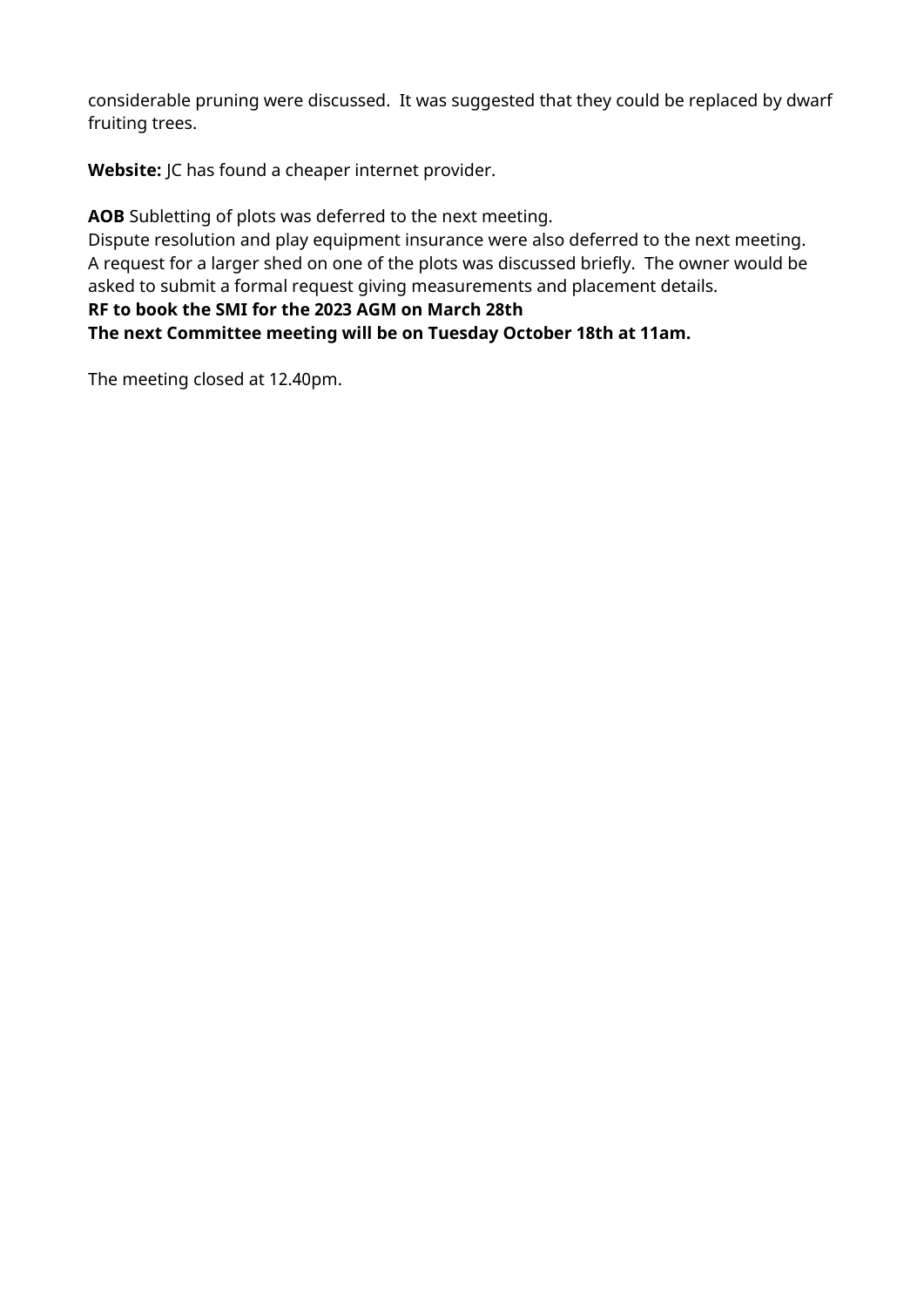considerable pruning were discussed.  It was suggested that they could be replaced by dwarf fruiting trees.

**Website:** JC has found a cheaper internet provider.

**AOB** Subletting of plots was deferred to the next meeting.
Dispute resolution and play equipment insurance were also deferred to the next meeting.
A request for a larger shed on one of the plots was discussed briefly.  The owner would be asked to submit a formal request giving measurements and placement details.
**RF to book the SMI for the 2023 AGM on March 28th**
**The next Committee meeting will be on Tuesday October 18th at 11am.**

The meeting closed at 12.40pm.